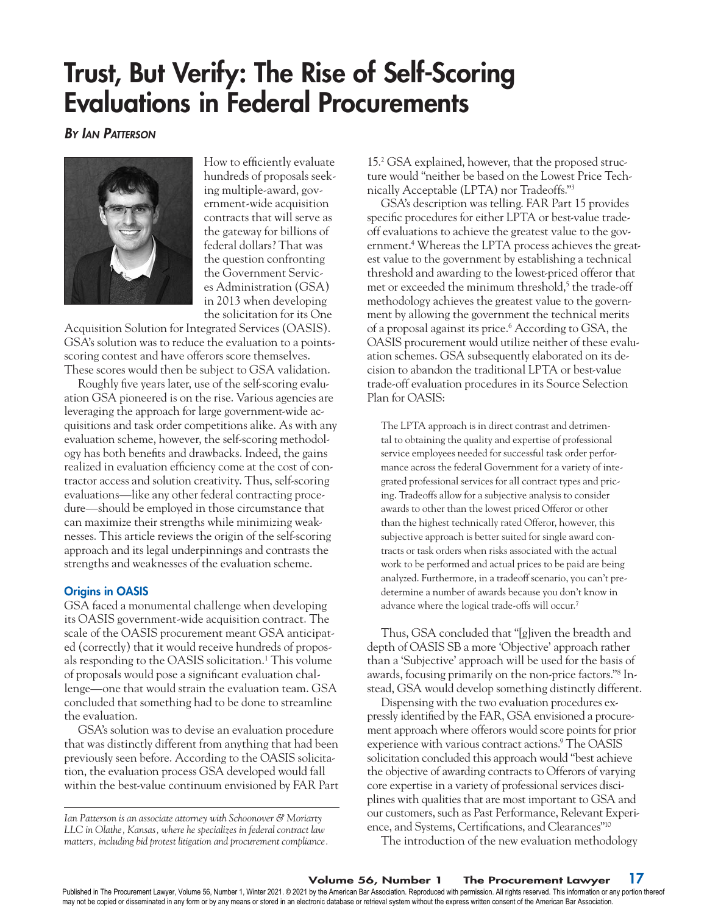# Trust, But Verify: The Rise of Self-Scoring Evaluations in Federal Procurements

***By Ian Patterson***

How to efficiently evaluate hundreds of proposals seeking multiple-award, government-wide acquisition contracts that will serve as the gateway for billions of federal dollars? That was the question confronting the Government Services Administration (GSA) in 2013 when developing the solicitation for its One Acquisition Solution for Integrated Services (OASIS). GSA's solution was to reduce the evaluation to a points-scoring contest and have offerors score themselves. These scores would then be subject to GSA validation.

Roughly five years later, use of the self-scoring evaluation GSA pioneered is on the rise. Various agencies are leveraging the approach for large government-wide acquisitions and task order competitions alike. As with any evaluation scheme, however, the self-scoring methodology has both benefits and drawbacks. Indeed, the gains realized in evaluation efficiency come at the cost of contractor access and solution creativity. Thus, self-scoring evaluations—like any other federal contracting procedure—should be employed in those circumstance that can maximize their strengths while minimizing weaknesses. This article reviews the origin of the self-scoring approach and its legal underpinnings and contrasts the strengths and weaknesses of the evaluation scheme.

## Origins in OASIS

GSA faced a monumental challenge when developing its OASIS government-wide acquisition contract. The scale of the OASIS procurement meant GSA anticipated (correctly) that it would receive hundreds of proposals responding to the OASIS solicitation.[1] This volume of proposals would pose a significant evaluation challenge—one that would strain the evaluation team. GSA concluded that something had to be done to streamline the evaluation.

GSA's solution was to devise an evaluation procedure that was distinctly different from anything that had been previously seen before. According to the OASIS solicitation, the evaluation process GSA developed would fall within the best-value continuum envisioned by FAR Part 15.[2] GSA explained, however, that the proposed structure would "neither be based on the Lowest Price Technically Acceptable (LPTA) nor Tradeoffs."[3]

GSA's description was telling. FAR Part 15 provides specific procedures for either LPTA or best-value tradeoff evaluations to achieve the greatest value to the government.[4] Whereas the LPTA process achieves the greatest value to the government by establishing a technical threshold and awarding to the lowest-priced offeror that met or exceeded the minimum threshold,[5] the trade-off methodology achieves the greatest value to the government by allowing the government the technical merits of a proposal against its price.[6] According to GSA, the OASIS procurement would utilize neither of these evaluation schemes. GSA subsequently elaborated on its decision to abandon the traditional LPTA or best-value trade-off evaluation procedures in its Source Selection Plan for OASIS:

> The LPTA approach is in direct contrast and detrimental to obtaining the quality and expertise of professional service employees needed for successful task order performance across the federal Government for a variety of integrated professional services for all contract types and pricing. Tradeoffs allow for a subjective analysis to consider awards to other than the lowest priced Offeror or other than the highest technically rated Offeror, however, this subjective approach is better suited for single award contracts or task orders when risks associated with the actual work to be performed and actual prices to be paid are being analyzed. Furthermore, in a tradeoff scenario, you can't predetermine a number of awards because you don't know in advance where the logical trade-offs will occur.[7]

Thus, GSA concluded that "[g]iven the breadth and depth of OASIS SB a more 'Objective' approach rather than a 'Subjective' approach will be used for the basis of awards, focusing primarily on the non-price factors."[8] Instead, GSA would develop something distinctly different.

Dispensing with the two evaluation procedures expressly identified by the FAR, GSA envisioned a procurement approach where offerors would score points for prior experience with various contract actions.[9] The OASIS solicitation concluded this approach would "best achieve the objective of awarding contracts to Offerors of varying core expertise in a variety of professional services disciplines with qualities that are most important to GSA and our customers, such as Past Performance, Relevant Experience, and Systems, Certifications, and Clearances"[10]

The introduction of the new evaluation methodology

---

*Ian Patterson is an associate attorney with Schoonover & Moriarty LLC in Olathe, Kansas, where he specializes in federal contract law matters, including bid protest litigation and procurement compliance.*

Published in The Procurement Lawyer, Volume 56, Number 1, Winter 2021. © 2021 by the American Bar Association. Reproduced with permission. All rights reserved. This information or any portion thereof may not be copied or disseminated in any form or by any means or stored in an electronic database or retrieval system without the express written consent of the American Bar Association.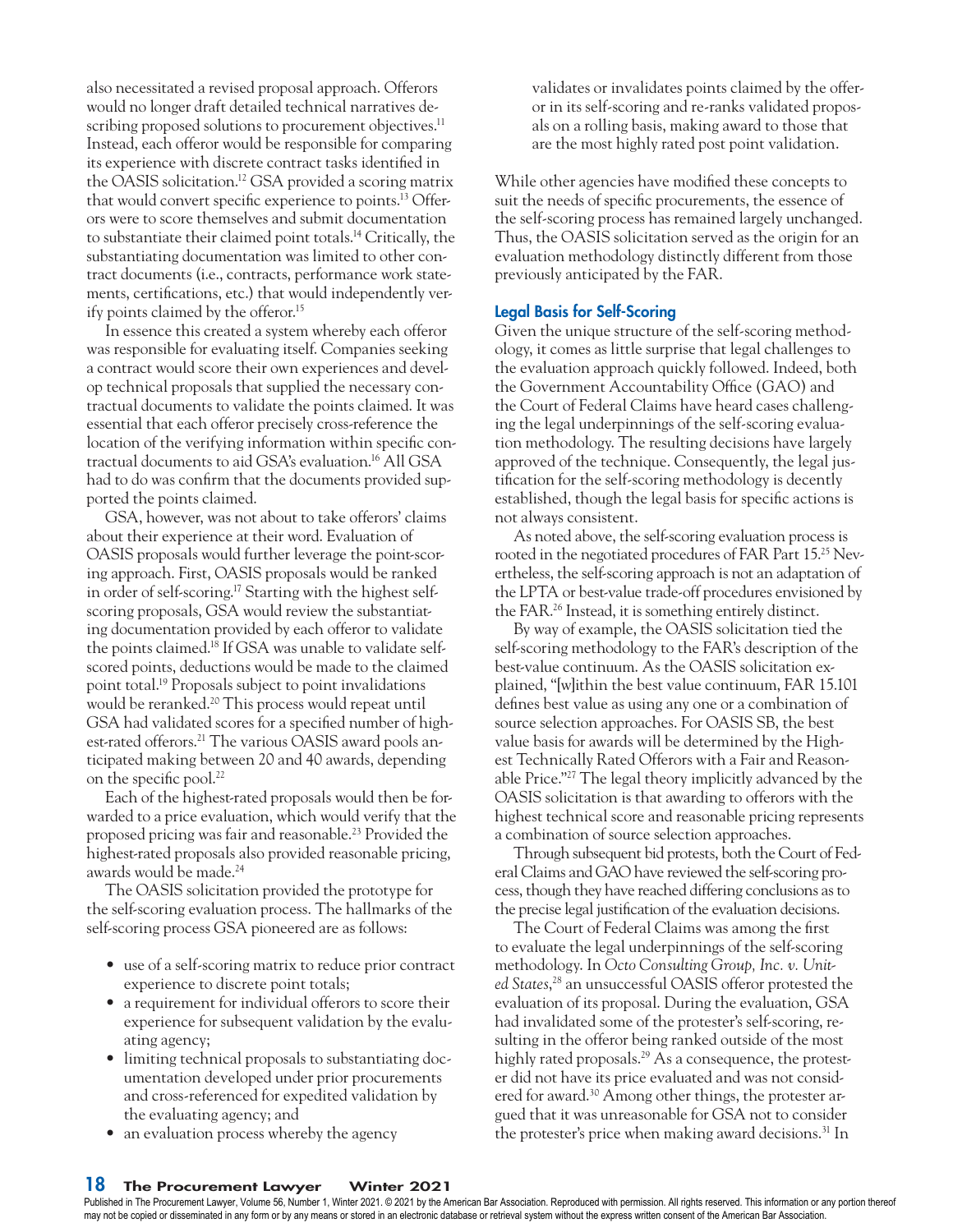also necessitated a revised proposal approach. Offerors would no longer draft detailed technical narratives describing proposed solutions to procurement objectives.[11] Instead, each offeror would be responsible for comparing its experience with discrete contract tasks identified in the OASIS solicitation.[12] GSA provided a scoring matrix that would convert specific experience to points.[13] Offerors were to score themselves and submit documentation to substantiate their claimed point totals.[14] Critically, the substantiating documentation was limited to other contract documents (i.e., contracts, performance work statements, certifications, etc.) that would independently verify points claimed by the offeror.[15]

In essence this created a system whereby each offeror was responsible for evaluating itself. Companies seeking a contract would score their own experiences and develop technical proposals that supplied the necessary contractual documents to validate the points claimed. It was essential that each offeror precisely cross-reference the location of the verifying information within specific contractual documents to aid GSA's evaluation.[16] All GSA had to do was confirm that the documents provided supported the points claimed.

GSA, however, was not about to take offerors' claims about their experience at their word. Evaluation of OASIS proposals would further leverage the point-scoring approach. First, OASIS proposals would be ranked in order of self-scoring.[17] Starting with the highest self-scoring proposals, GSA would review the substantiating documentation provided by each offeror to validate the points claimed.[18] If GSA was unable to validate self-scored points, deductions would be made to the claimed point total.[19] Proposals subject to point invalidations would be reranked.[20] This process would repeat until GSA had validated scores for a specified number of highest-rated offerors.[21] The various OASIS award pools anticipated making between 20 and 40 awards, depending on the specific pool.[22]

Each of the highest-rated proposals would then be forwarded to a price evaluation, which would verify that the proposed pricing was fair and reasonable.[23] Provided the highest-rated proposals also provided reasonable pricing, awards would be made.[24]

The OASIS solicitation provided the prototype for the self-scoring evaluation process. The hallmarks of the self-scoring process GSA pioneered are as follows:

- use of a self-scoring matrix to reduce prior contract experience to discrete point totals;
- a requirement for individual offerors to score their experience for subsequent validation by the evaluating agency;
- limiting technical proposals to substantiating documentation developed under prior procurements and cross-referenced for expedited validation by the evaluating agency; and
- an evaluation process whereby the agency validates or invalidates points claimed by the offeror in its self-scoring and re-ranks validated proposals on a rolling basis, making award to those that are the most highly rated post point validation.

While other agencies have modified these concepts to suit the needs of specific procurements, the essence of the self-scoring process has remained largely unchanged. Thus, the OASIS solicitation served as the origin for an evaluation methodology distinctly different from those previously anticipated by the FAR.

## Legal Basis for Self-Scoring

Given the unique structure of the self-scoring methodology, it comes as little surprise that legal challenges to the evaluation approach quickly followed. Indeed, both the Government Accountability Office (GAO) and the Court of Federal Claims have heard cases challenging the legal underpinnings of the self-scoring evaluation methodology. The resulting decisions have largely approved of the technique. Consequently, the legal justification for the self-scoring methodology is decently established, though the legal basis for specific actions is not always consistent.

As noted above, the self-scoring evaluation process is rooted in the negotiated procedures of FAR Part 15.[25] Nevertheless, the self-scoring approach is not an adaptation of the LPTA or best-value trade-off procedures envisioned by the FAR.[26] Instead, it is something entirely distinct.

By way of example, the OASIS solicitation tied the self-scoring methodology to the FAR's description of the best-value continuum. As the OASIS solicitation explained, "[w]ithin the best value continuum, FAR 15.101 defines best value as using any one or a combination of source selection approaches. For OASIS SB, the best value basis for awards will be determined by the Highest Technically Rated Offerors with a Fair and Reasonable Price."[27] The legal theory implicitly advanced by the OASIS solicitation is that awarding to offerors with the highest technical score and reasonable pricing represents a combination of source selection approaches.

Through subsequent bid protests, both the Court of Federal Claims and GAO have reviewed the self-scoring process, though they have reached differing conclusions as to the precise legal justification of the evaluation decisions.

The Court of Federal Claims was among the first to evaluate the legal underpinnings of the self-scoring methodology. In *Octo Consulting Group, Inc. v. United States*,[28] an unsuccessful OASIS offeror protested the evaluation of its proposal. During the evaluation, GSA had invalidated some of the protester's self-scoring, resulting in the offeror being ranked outside of the most highly rated proposals.[29] As a consequence, the protester did not have its price evaluated and was not considered for award.[30] Among other things, the protester argued that it was unreasonable for GSA not to consider the protester's price when making award decisions.[31] In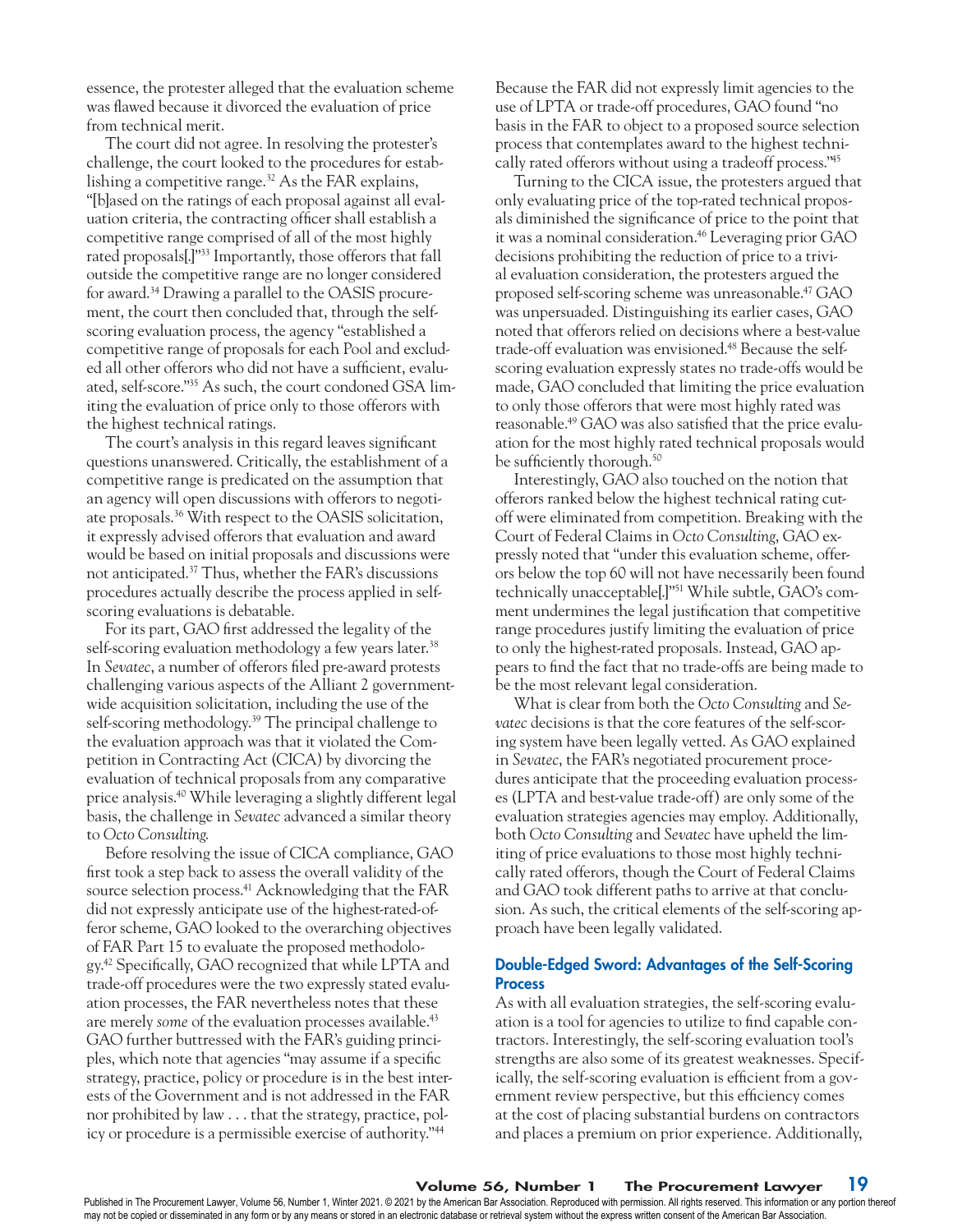essence, the protester alleged that the evaluation scheme was flawed because it divorced the evaluation of price from technical merit.

The court did not agree. In resolving the protester's challenge, the court looked to the procedures for establishing a competitive range.[32] As the FAR explains, "[b]ased on the ratings of each proposal against all evaluation criteria, the contracting officer shall establish a competitive range comprised of all of the most highly rated proposals[.]"[33] Importantly, those offerors that fall outside the competitive range are no longer considered for award.[34] Drawing a parallel to the OASIS procurement, the court then concluded that, through the self-scoring evaluation process, the agency "established a competitive range of proposals for each Pool and excluded all other offerors who did not have a sufficient, evaluated, self-score."[35] As such, the court condoned GSA limiting the evaluation of price only to those offerors with the highest technical ratings.

The court's analysis in this regard leaves significant questions unanswered. Critically, the establishment of a competitive range is predicated on the assumption that an agency will open discussions with offerors to negotiate proposals.[36] With respect to the OASIS solicitation, it expressly advised offerors that evaluation and award would be based on initial proposals and discussions were not anticipated.[37] Thus, whether the FAR's discussions procedures actually describe the process applied in self-scoring evaluations is debatable.

For its part, GAO first addressed the legality of the self-scoring evaluation methodology a few years later.[38] In *Sevatec*, a number of offerors filed pre-award protests challenging various aspects of the Alliant 2 government-wide acquisition solicitation, including the use of the self-scoring methodology.[39] The principal challenge to the evaluation approach was that it violated the Competition in Contracting Act (CICA) by divorcing the evaluation of technical proposals from any comparative price analysis.[40] While leveraging a slightly different legal basis, the challenge in *Sevatec* advanced a similar theory to *Octo Consulting*.

Before resolving the issue of CICA compliance, GAO first took a step back to assess the overall validity of the source selection process.[41] Acknowledging that the FAR did not expressly anticipate use of the highest-rated-offeror scheme, GAO looked to the overarching objectives of FAR Part 15 to evaluate the proposed methodology.[42] Specifically, GAO recognized that while LPTA and trade-off procedures were the two expressly stated evaluation processes, the FAR nevertheless notes that these are merely *some* of the evaluation processes available.[43] GAO further buttressed with the FAR's guiding principles, which note that agencies "may assume if a specific strategy, practice, policy or procedure is in the best interests of the Government and is not addressed in the FAR nor prohibited by law . . . that the strategy, practice, policy or procedure is a permissible exercise of authority."[44]

Because the FAR did not expressly limit agencies to the use of LPTA or trade-off procedures, GAO found "no basis in the FAR to object to a proposed source selection process that contemplates award to the highest technically rated offerors without using a tradeoff process."[45]

Turning to the CICA issue, the protesters argued that only evaluating price of the top-rated technical proposals diminished the significance of price to the point that it was a nominal consideration.[46] Leveraging prior GAO decisions prohibiting the reduction of price to a trivial evaluation consideration, the protesters argued the proposed self-scoring scheme was unreasonable.[47] GAO was unpersuaded. Distinguishing its earlier cases, GAO noted that offerors relied on decisions where a best-value trade-off evaluation was envisioned.[48] Because the self-scoring evaluation expressly states no trade-offs would be made, GAO concluded that limiting the price evaluation to only those offerors that were most highly rated was reasonable.[49] GAO was also satisfied that the price evaluation for the most highly rated technical proposals would be sufficiently thorough.[50]

Interestingly, GAO also touched on the notion that offerors ranked below the highest technical rating cutoff were eliminated from competition. Breaking with the Court of Federal Claims in *Octo Consulting*, GAO expressly noted that "under this evaluation scheme, offerors below the top 60 will not have necessarily been found technically unacceptable[.]"[51] While subtle, GAO's comment undermines the legal justification that competitive range procedures justify limiting the evaluation of price to only the highest-rated proposals. Instead, GAO appears to find the fact that no trade-offs are being made to be the most relevant legal consideration.

What is clear from both the *Octo Consulting* and *Sevatec* decisions is that the core features of the self-scoring system have been legally vetted. As GAO explained in *Sevatec*, the FAR's negotiated procurement procedures anticipate that the proceeding evaluation processes (LPTA and best-value trade-off) are only some of the evaluation strategies agencies may employ. Additionally, both *Octo Consulting* and *Sevatec* have upheld the limiting of price evaluations to those most highly technically rated offerors, though the Court of Federal Claims and GAO took different paths to arrive at that conclusion. As such, the critical elements of the self-scoring approach have been legally validated.

### Double-Edged Sword: Advantages of the Self-Scoring Process

As with all evaluation strategies, the self-scoring evaluation is a tool for agencies to utilize to find capable contractors. Interestingly, the self-scoring evaluation tool's strengths are also some of its greatest weaknesses. Specifically, the self-scoring evaluation is efficient from a government review perspective, but this efficiency comes at the cost of placing substantial burdens on contractors and places a premium on prior experience. Additionally,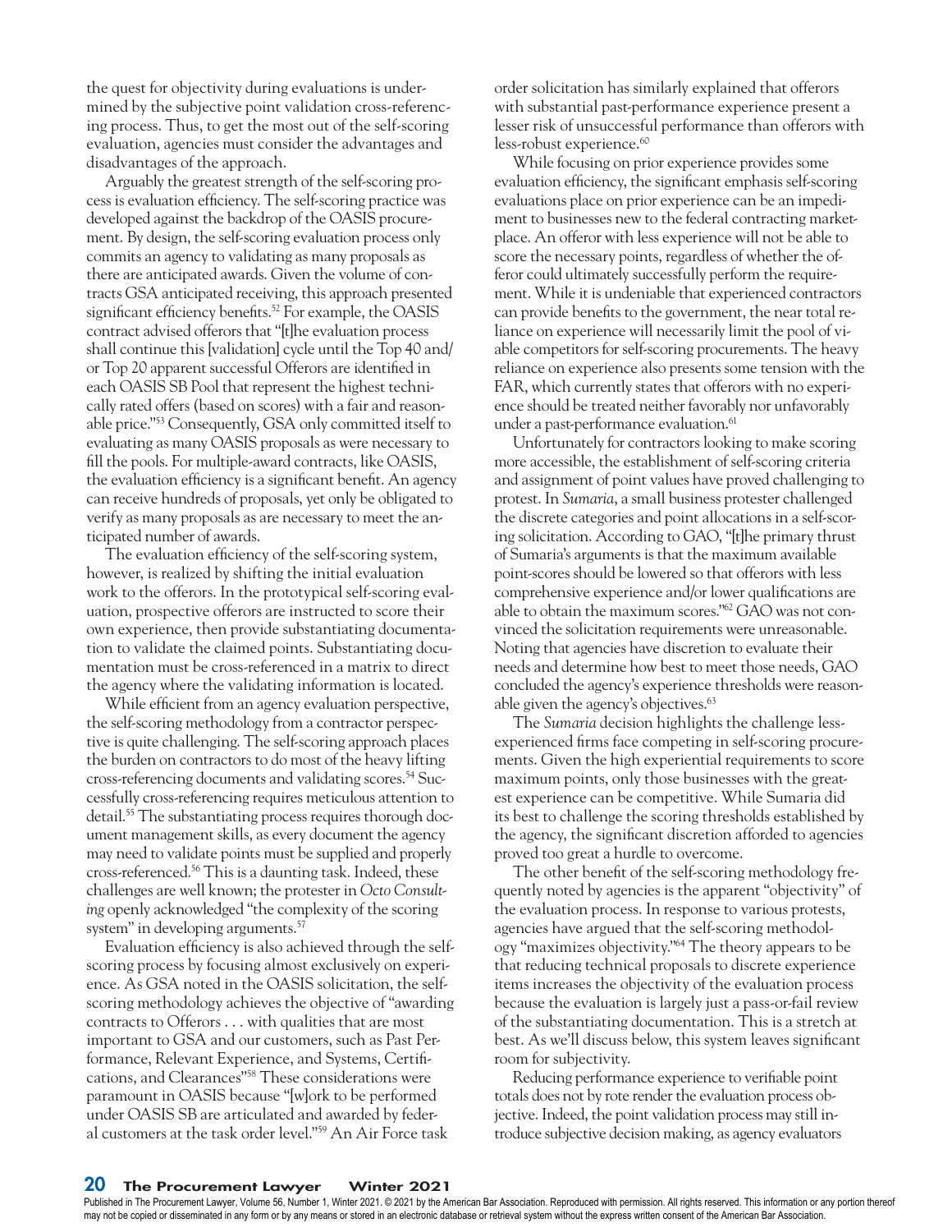the quest for objectivity during evaluations is undermined by the subjective point validation cross-referencing process. Thus, to get the most out of the self-scoring evaluation, agencies must consider the advantages and disadvantages of the approach.

Arguably the greatest strength of the self-scoring process is evaluation efficiency. The self-scoring practice was developed against the backdrop of the OASIS procurement. By design, the self-scoring evaluation process only commits an agency to validating as many proposals as there are anticipated awards. Given the volume of contracts GSA anticipated receiving, this approach presented significant efficiency benefits.[52] For example, the OASIS contract advised offerors that "[t]he evaluation process shall continue this [validation] cycle until the Top 40 and/or Top 20 apparent successful Offerors are identified in each OASIS SB Pool that represent the highest technically rated offers (based on scores) with a fair and reasonable price."[53] Consequently, GSA only committed itself to evaluating as many OASIS proposals as were necessary to fill the pools. For multiple-award contracts, like OASIS, the evaluation efficiency is a significant benefit. An agency can receive hundreds of proposals, yet only be obligated to verify as many proposals as are necessary to meet the anticipated number of awards.

The evaluation efficiency of the self-scoring system, however, is realized by shifting the initial evaluation work to the offerors. In the prototypical self-scoring evaluation, prospective offerors are instructed to score their own experience, then provide substantiating documentation to validate the claimed points. Substantiating documentation must be cross-referenced in a matrix to direct the agency where the validating information is located.

While efficient from an agency evaluation perspective, the self-scoring methodology from a contractor perspective is quite challenging. The self-scoring approach places the burden on contractors to do most of the heavy lifting cross-referencing documents and validating scores.[54] Successfully cross-referencing requires meticulous attention to detail.[55] The substantiating process requires thorough document management skills, as every document the agency may need to validate points must be supplied and properly cross-referenced.[56] This is a daunting task. Indeed, these challenges are well known; the protester in *Octo Consulting* openly acknowledged "the complexity of the scoring system" in developing arguments.[57]

Evaluation efficiency is also achieved through the self-scoring process by focusing almost exclusively on experience. As GSA noted in the OASIS solicitation, the self-scoring methodology achieves the objective of "awarding contracts to Offerors . . . with qualities that are most important to GSA and our customers, such as Past Performance, Relevant Experience, and Systems, Certifications, and Clearances"[58] These considerations were paramount in OASIS because "[w]ork to be performed under OASIS SB are articulated and awarded by federal customers at the task order level."[59] An Air Force task order solicitation has similarly explained that offerors with substantial past-performance experience present a lesser risk of unsuccessful performance than offerors with less-robust experience.[60]

While focusing on prior experience provides some evaluation efficiency, the significant emphasis self-scoring evaluations place on prior experience can be an impediment to businesses new to the federal contracting marketplace. An offeror with less experience will not be able to score the necessary points, regardless of whether the offeror could ultimately successfully perform the requirement. While it is undeniable that experienced contractors can provide benefits to the government, the near total reliance on experience will necessarily limit the pool of viable competitors for self-scoring procurements. The heavy reliance on experience also presents some tension with the FAR, which currently states that offerors with no experience should be treated neither favorably nor unfavorably under a past-performance evaluation.[61]

Unfortunately for contractors looking to make scoring more accessible, the establishment of self-scoring criteria and assignment of point values have proved challenging to protest. In *Sumaria*, a small business protester challenged the discrete categories and point allocations in a self-scoring solicitation. According to GAO, "[t]he primary thrust of Sumaria's arguments is that the maximum available point-scores should be lowered so that offerors with less comprehensive experience and/or lower qualifications are able to obtain the maximum scores."[62] GAO was not convinced the solicitation requirements were unreasonable. Noting that agencies have discretion to evaluate their needs and determine how best to meet those needs, GAO concluded the agency's experience thresholds were reasonable given the agency's objectives.[63]

The *Sumaria* decision highlights the challenge less-experienced firms face competing in self-scoring procurements. Given the high experiential requirements to score maximum points, only those businesses with the greatest experience can be competitive. While Sumaria did its best to challenge the scoring thresholds established by the agency, the significant discretion afforded to agencies proved too great a hurdle to overcome.

The other benefit of the self-scoring methodology frequently noted by agencies is the apparent "objectivity" of the evaluation process. In response to various protests, agencies have argued that the self-scoring methodology "maximizes objectivity."[64] The theory appears to be that reducing technical proposals to discrete experience items increases the objectivity of the evaluation process because the evaluation is largely just a pass-or-fail review of the substantiating documentation. This is a stretch at best. As we'll discuss below, this system leaves significant room for subjectivity.

Reducing performance experience to verifiable point totals does not by rote render the evaluation process objective. Indeed, the point validation process may still introduce subjective decision making, as agency evaluators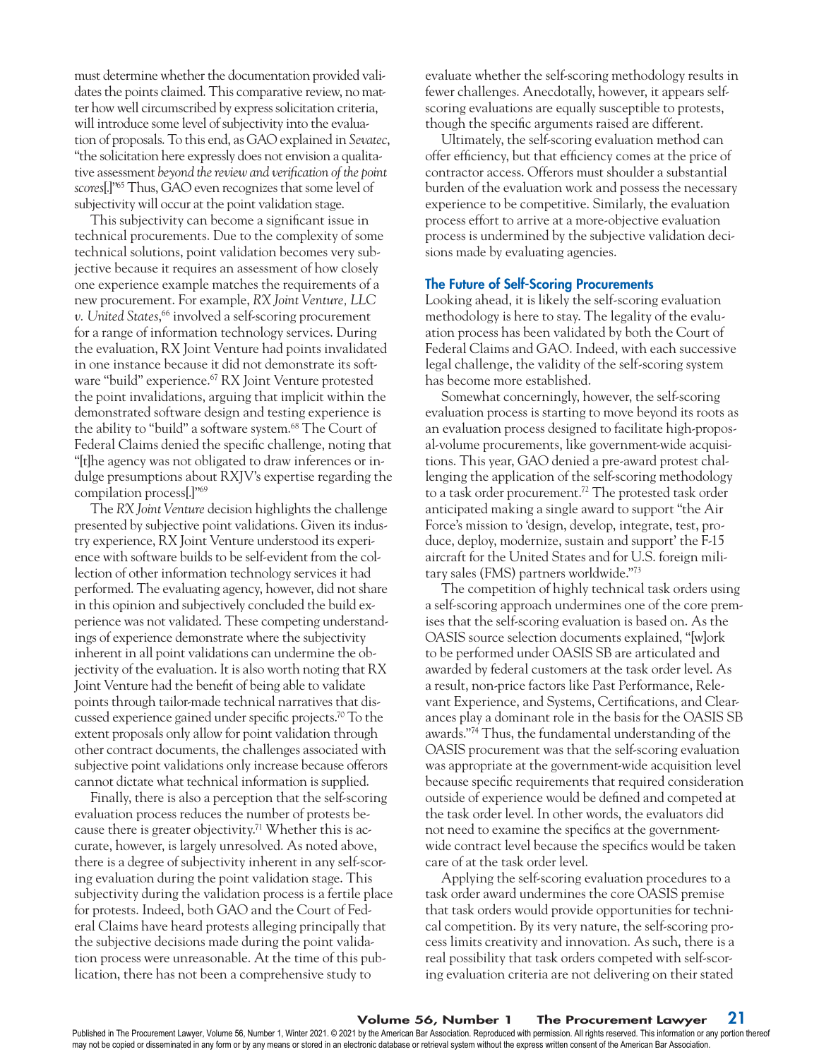must determine whether the documentation provided validates the points claimed. This comparative review, no matter how well circumscribed by express solicitation criteria, will introduce some level of subjectivity into the evaluation of proposals. To this end, as GAO explained in *Sevatec*, "the solicitation here expressly does not envision a qualitative assessment *beyond the review and verification of the point scores*[.]"[65] Thus, GAO even recognizes that some level of subjectivity will occur at the point validation stage.

This subjectivity can become a significant issue in technical procurements. Due to the complexity of some technical solutions, point validation becomes very subjective because it requires an assessment of how closely one experience example matches the requirements of a new procurement. For example, *RX Joint Venture, LLC v. United States*,[66] involved a self-scoring procurement for a range of information technology services. During the evaluation, RX Joint Venture had points invalidated in one instance because it did not demonstrate its software "build" experience.[67] RX Joint Venture protested the point invalidations, arguing that implicit within the demonstrated software design and testing experience is the ability to "build" a software system.[68] The Court of Federal Claims denied the specific challenge, noting that "[t]he agency was not obligated to draw inferences or indulge presumptions about RXJV's expertise regarding the compilation process[.]"[69]

The *RX Joint Venture* decision highlights the challenge presented by subjective point validations. Given its industry experience, RX Joint Venture understood its experience with software builds to be self-evident from the collection of other information technology services it had performed. The evaluating agency, however, did not share in this opinion and subjectively concluded the build experience was not validated. These competing understandings of experience demonstrate where the subjectivity inherent in all point validations can undermine the objectivity of the evaluation. It is also worth noting that RX Joint Venture had the benefit of being able to validate points through tailor-made technical narratives that discussed experience gained under specific projects.[70] To the extent proposals only allow for point validation through other contract documents, the challenges associated with subjective point validations only increase because offerors cannot dictate what technical information is supplied.

Finally, there is also a perception that the self-scoring evaluation process reduces the number of protests because there is greater objectivity.[71] Whether this is accurate, however, is largely unresolved. As noted above, there is a degree of subjectivity inherent in any self-scoring evaluation during the point validation stage. This subjectivity during the validation process is a fertile place for protests. Indeed, both GAO and the Court of Federal Claims have heard protests alleging principally that the subjective decisions made during the point validation process were unreasonable. At the time of this publication, there has not been a comprehensive study to evaluate whether the self-scoring methodology results in fewer challenges. Anecdotally, however, it appears self-scoring evaluations are equally susceptible to protests, though the specific arguments raised are different.

Ultimately, the self-scoring evaluation method can offer efficiency, but that efficiency comes at the price of contractor access. Offerors must shoulder a substantial burden of the evaluation work and possess the necessary experience to be competitive. Similarly, the evaluation process effort to arrive at a more-objective evaluation process is undermined by the subjective validation decisions made by evaluating agencies.

## The Future of Self-Scoring Procurements

Looking ahead, it is likely the self-scoring evaluation methodology is here to stay. The legality of the evaluation process has been validated by both the Court of Federal Claims and GAO. Indeed, with each successive legal challenge, the validity of the self-scoring system has become more established.

Somewhat concerningly, however, the self-scoring evaluation process is starting to move beyond its roots as an evaluation process designed to facilitate high-proposal-volume procurements, like government-wide acquisitions. This year, GAO denied a pre-award protest challenging the application of the self-scoring methodology to a task order procurement.[72] The protested task order anticipated making a single award to support "the Air Force's mission to 'design, develop, integrate, test, produce, deploy, modernize, sustain and support' the F-15 aircraft for the United States and for U.S. foreign military sales (FMS) partners worldwide."[73]

The competition of highly technical task orders using a self-scoring approach undermines one of the core premises that the self-scoring evaluation is based on. As the OASIS source selection documents explained, "[w]ork to be performed under OASIS SB are articulated and awarded by federal customers at the task order level. As a result, non-price factors like Past Performance, Relevant Experience, and Systems, Certifications, and Clearances play a dominant role in the basis for the OASIS SB awards."[74] Thus, the fundamental understanding of the OASIS procurement was that the self-scoring evaluation was appropriate at the government-wide acquisition level because specific requirements that required consideration outside of experience would be defined and competed at the task order level. In other words, the evaluators did not need to examine the specifics at the government-wide contract level because the specifics would be taken care of at the task order level.

Applying the self-scoring evaluation procedures to a task order award undermines the core OASIS premise that task orders would provide opportunities for technical competition. By its very nature, the self-scoring process limits creativity and innovation. As such, there is a real possibility that task orders competed with self-scoring evaluation criteria are not delivering on their stated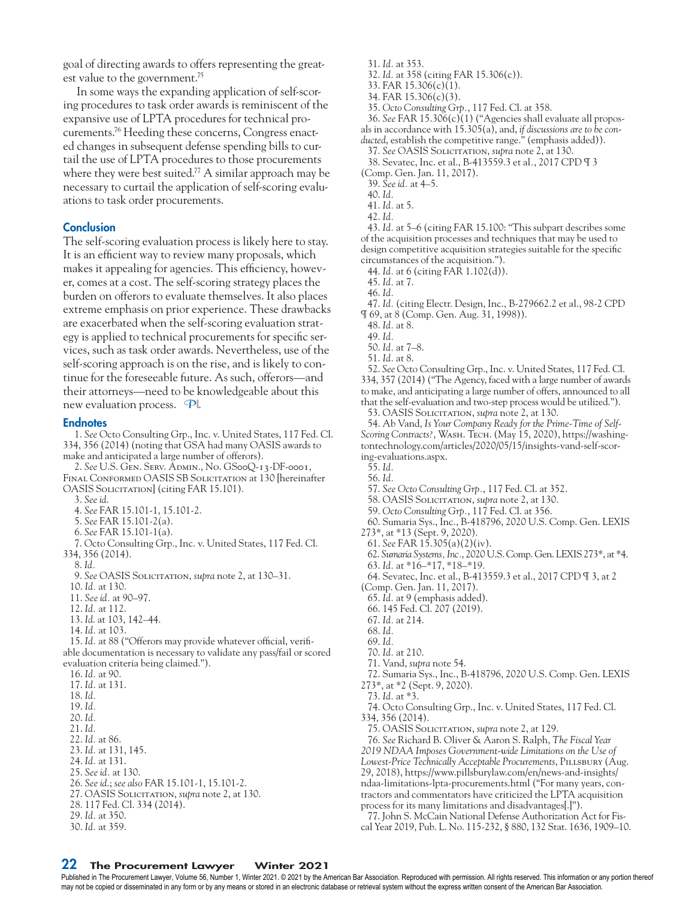goal of directing awards to offers representing the greatest value to the government.[75]

In some ways the expanding application of self-scoring procedures to task order awards is reminiscent of the expansive use of LPTA procedures for technical procurements.[76] Heeding these concerns, Congress enacted changes in subsequent defense spending bills to curtail the use of LPTA procedures to those procurements where they were best suited.[77] A similar approach may be necessary to curtail the application of self-scoring evaluations to task order procurements.

## Conclusion

The self-scoring evaluation process is likely here to stay. It is an efficient way to review many proposals, which makes it appealing for agencies. This efficiency, however, comes at a cost. The self-scoring strategy places the burden on offerors to evaluate themselves. It also places extreme emphasis on prior experience. These drawbacks are exacerbated when the self-scoring evaluation strategy is applied to technical procurements for specific services, such as task order awards. Nevertheless, use of the self-scoring approach is on the rise, and is likely to continue for the foreseeable future. As such, offerors—and their attorneys—need to be knowledgeable about this new evaluation process.

## Endnotes

1. *See* Octo Consulting Grp., Inc. v. United States, 117 Fed. Cl. 334, 356 (2014) (noting that GSA had many OASIS awards to make and anticipated a large number of offerors).
2. *See* U.S. Gen. Serv. Admin., No. GS00Q-13-DF-0001, Final Conformed OASIS SB Solicitation at 130 [hereinafter OASIS Solicitation] (citing FAR 15.101).
3. *See id.*
4. *See* FAR 15.101-1, 15.101-2.
5. *See* FAR 15.101-2(a).
6. *See* FAR 15.101-1(a).
7. Octo Consulting Grp., Inc. v. United States, 117 Fed. Cl. 334, 356 (2014).
8. *Id.*
9. *See* OASIS Solicitation, *supra* note 2, at 130–31.
10. *Id.* at 130.
11. *See id.* at 90–97.
12. *Id.* at 112.
13. *Id.* at 103, 142–44.
14. *Id.* at 103.
15. *Id.* at 88 ("Offerors may provide whatever official, verifiable documentation is necessary to validate any pass/fail or scored evaluation criteria being claimed.").
16. *Id.* at 90.
17. *Id.* at 131.
18. *Id.*
19. *Id.*
20. *Id.*
21. *Id.*
22. *Id.* at 86.
23. *Id.* at 131, 145.
24. *Id.* at 131.
25. *See id.* at 130.
26. *See id.*; *see also* FAR 15.101-1, 15.101-2.
27. OASIS Solicitation, *supra* note 2, at 130.
28. 117 Fed. Cl. 334 (2014).
29. *Id.* at 350.
30. *Id.* at 359.
31. *Id.* at 353.
32. *Id.* at 358 (citing FAR 15.306(c)).
33. FAR 15.306(c)(1).
34. FAR 15.306(c)(3).
35. *Octo Consulting Grp.*, 117 Fed. Cl. at 358.
36. *See* FAR 15.306(c)(1) ("Agencies shall evaluate all proposals in accordance with 15.305(a), and, *if discussions are to be conducted*, establish the competitive range." (emphasis added)).
37. *See* OASIS Solicitation, *supra* note 2, at 130.
38. Sevatec, Inc. et al., B-413559.3 et al., 2017 CPD ¶ 3 (Comp. Gen. Jan. 11, 2017).
39. *See id.* at 4–5.
40. *Id.*
41. *Id.* at 5.
42. *Id.*
43. *Id.* at 5–6 (citing FAR 15.100: "This subpart describes some of the acquisition processes and techniques that may be used to design competitive acquisition strategies suitable for the specific circumstances of the acquisition.").
44. *Id.* at 6 (citing FAR 1.102(d)).
45. *Id.* at 7.
46. *Id.*
47. *Id.* (citing Electr. Design, Inc., B-279662.2 et al., 98-2 CPD ¶ 69, at 8 (Comp. Gen. Aug. 31, 1998)).
48. *Id.* at 8.
49. *Id.*
50. *Id.* at 7–8.
51. *Id.* at 8.
52. *See* Octo Consulting Grp., Inc. v. United States, 117 Fed. Cl. 334, 357 (2014) ("The Agency, faced with a large number of awards to make, and anticipating a large number of offers, announced to all that the self-evaluation and two-step process would be utilized.").
53. OASIS Solicitation, *supra* note 2, at 130.
54. Ab Vand, *Is Your Company Ready for the Prime-Time of Self-Scoring Contracts?*, Wash. Tech. (May 15, 2020), https://washingtontechnology.com/articles/2020/05/15/insights-vand-self-scoring-evaluations.aspx.
55. *Id.*
56. *Id.*
57. *See Octo Consulting Grp.*, 117 Fed. Cl. at 352.
58. OASIS Solicitation, *supra* note 2, at 130.
59. *Octo Consulting Grp.*, 117 Fed. Cl. at 356.
60. Sumaria Sys., Inc., B-418796, 2020 U.S. Comp. Gen. LEXIS 273*, at *13 (Sept. 9, 2020).
61. *See* FAR 15.305(a)(2)(iv).
62. *Sumaria Systems, Inc.*, 2020 U.S. Comp. Gen. LEXIS 273*, at *4.
63. *Id.* at *16–*17, *18–*19.
64. Sevatec, Inc. et al., B-413559.3 et al., 2017 CPD ¶ 3, at 2 (Comp. Gen. Jan. 11, 2017).
65. *Id.* at 9 (emphasis added).
66. 145 Fed. Cl. 207 (2019).
67. *Id.* at 214.
68. *Id.*
69. *Id.*
70. *Id.* at 210.
71. Vand, *supra* note 54.
72. Sumaria Sys., Inc., B-418796, 2020 U.S. Comp. Gen. LEXIS 273*, at *2 (Sept. 9, 2020).
73. *Id.* at *3.
74. Octo Consulting Grp., Inc. v. United States, 117 Fed. Cl. 334, 356 (2014).
75. OASIS Solicitation, *supra* note 2, at 129.
76. *See* Richard B. Oliver & Aaron S. Ralph, *The Fiscal Year 2019 NDAA Imposes Government-wide Limitations on the Use of Lowest-Price Technically Acceptable Procurements*, Pillsbury (Aug. 29, 2018), https://www.pillsburylaw.com/en/news-and-insights/ndaa-limitations-lpta-procurements.html ("For many years, contractors and commentators have criticized the LPTA acquisition process for its many limitations and disadvantages[.]").
77. John S. McCain National Defense Authorization Act for Fiscal Year 2019, Pub. L. No. 115-232, § 880, 132 Stat. 1636, 1909–10.

Published in The Procurement Lawyer, Volume 56, Number 1, Winter 2021. © 2021 by the American Bar Association. Reproduced with permission. All rights reserved. This information or any portion thereof may not be copied or disseminated in any form or by any means or stored in an electronic database or retrieval system without the express written consent of the American Bar Association.